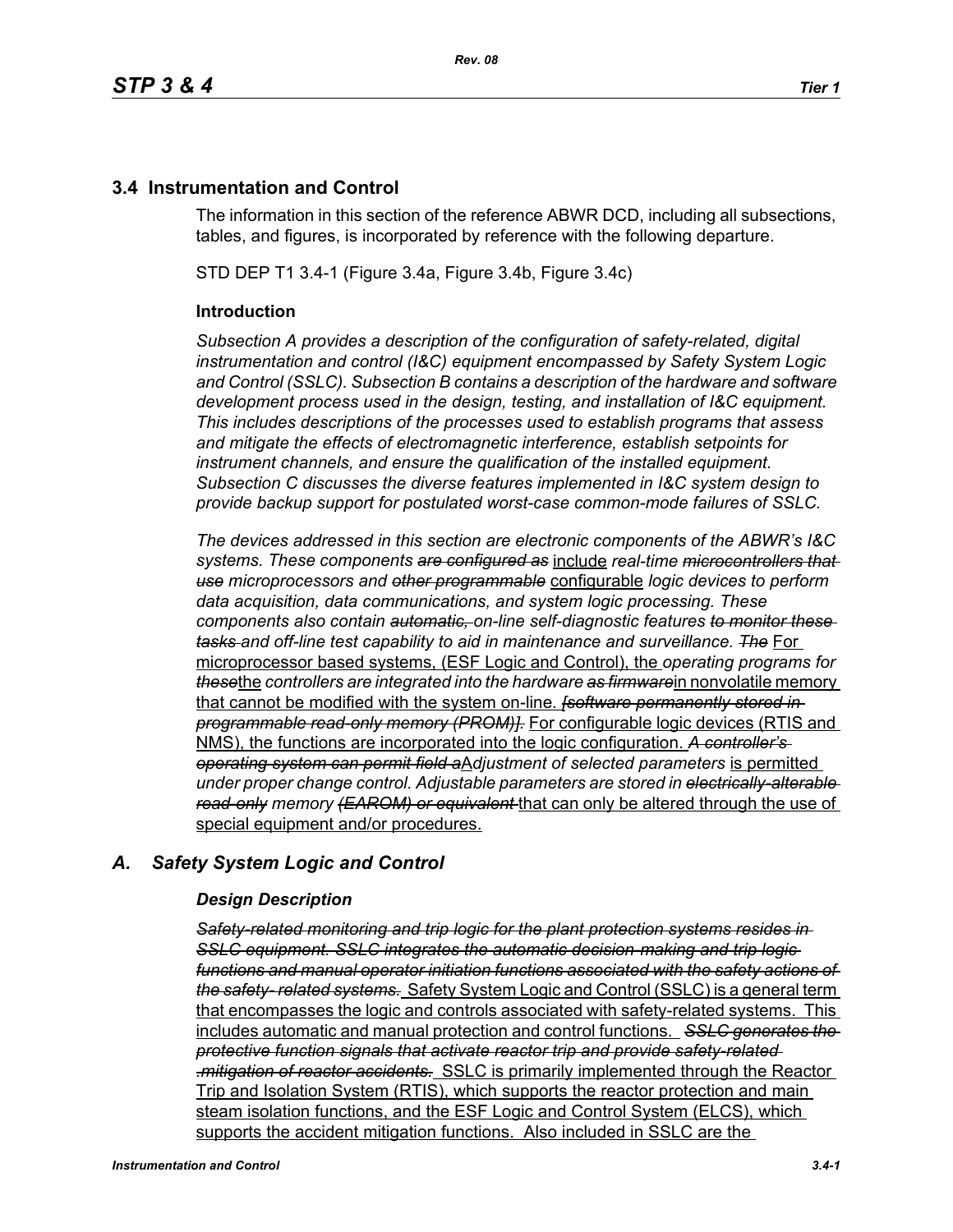## 3.4 Instrumentation and Control

The information in this section of the reference ABWR DCD, including all subsections, tables, and figures, is incorporated by reference with the following departure.

STD DEP T1 3.4-1 (Figure 3.4a, Figure 3.4b, Figure 3.4c)

### Introduction

*Subsection A provides a description of the configuration of safety-related, digital instrumentation and control (I&C) equipment encompassed by Safety System Logic and Control (SSLC). Subsection B contains a description of the hardware and software development process used in the design, testing, and installation of I&C equipment. This includes descriptions of the processes used to establish programs that assess and mitigate the effects of electromagnetic interference, establish setpoints for instrument channels, and ensure the qualification of the installed equipment. Subsection C discusses the diverse features implemented in I&C system design to provide backup support for postulated worst-case common-mode failures of SSLC.*

*The devices addressed in this section are electronic components of the ABWR's I&C systems. These components ~~are configured as~~* include *real-time ~~microcontrollers that use~~ microprocessors and ~~other programmable~~* configurable *logic devices to perform data acquisition, data communications, and system logic processing. These components also contain ~~automatic,~~ on-line self-diagnostic features ~~to monitor these tasks~~ and off-line test capability to aid in maintenance and surveillance. ~~The~~* For microprocessor based systems, (ESF Logic and Control), the *operating programs for ~~these~~*the *controllers are integrated into the hardware ~~as firmware~~*in nonvolatile memory that cannot be modified with the system on-line. *~~[software permanently stored in programmable read-only memory (PROM)].~~* For configurable logic devices (RTIS and NMS), the functions are incorporated into the logic configuration. *~~A controller's operating system can permit field a~~*A*djustment of selected parameters* is permitted *under proper change control. Adjustable parameters are stored in ~~electrically-alterable read-only~~ memory ~~(EAROM) or equivalent~~* that can only be altered through the use of special equipment and/or procedures.

## *A. Safety System Logic and Control*

### *Design Description*

*~~Safety-related monitoring and trip logic for the plant protection systems resides in SSLC equipment. SSLC integrates the automatic decision-making and trip logic functions and manual operator initiation functions associated with the safety actions of the safety- related systems.~~* Safety System Logic and Control (SSLC) is a general term that encompasses the logic and controls associated with safety-related systems. This includes automatic and manual protection and control functions. *~~SSLC generates the protective function signals that activate reactor trip and provide safety-related .mitigation of reactor accidents.~~* SSLC is primarily implemented through the Reactor Trip and Isolation System (RTIS), which supports the reactor protection and main steam isolation functions, and the ESF Logic and Control System (ELCS), which supports the accident mitigation functions. Also included in SSLC are the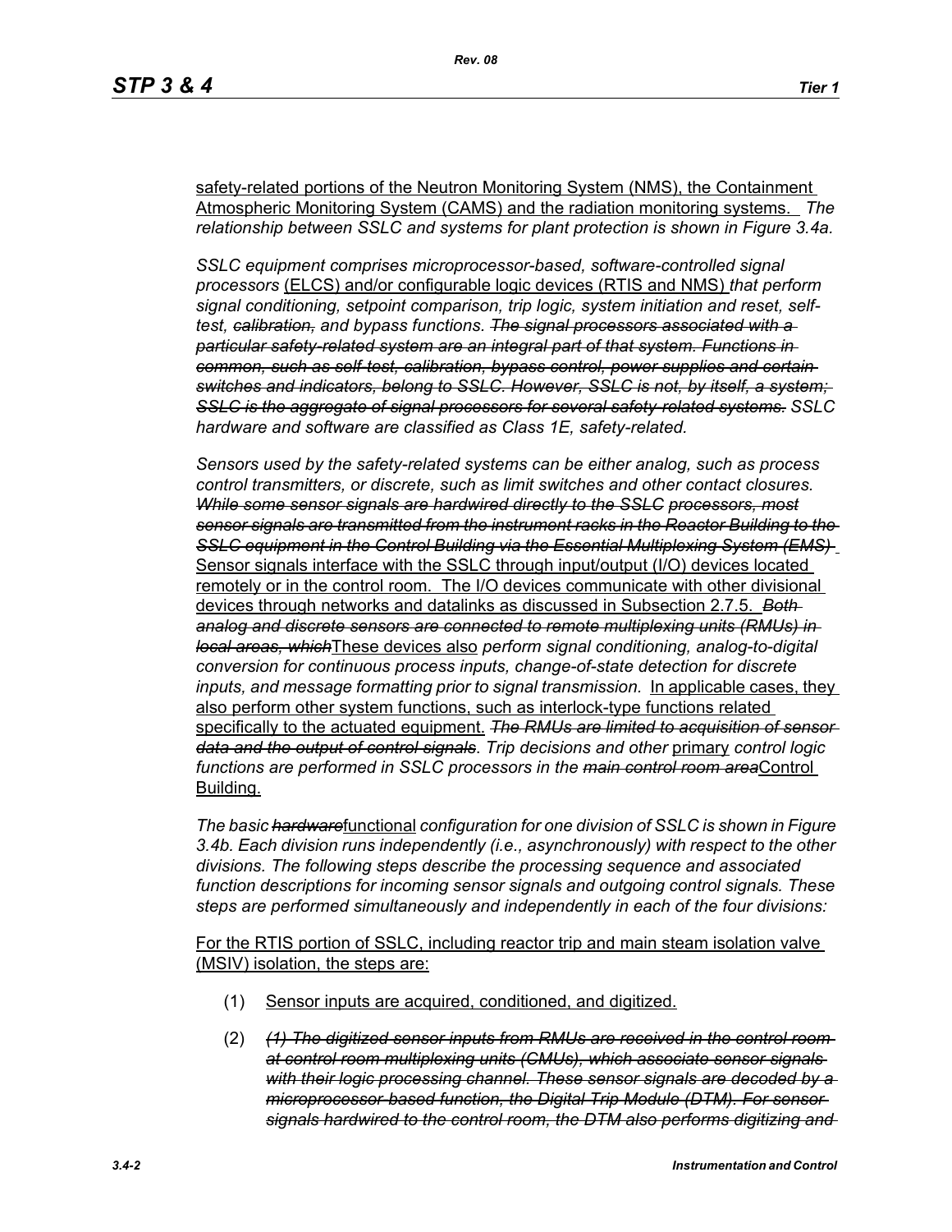safety-related portions of the Neutron Monitoring System (NMS), the Containment Atmospheric Monitoring System (CAMS) and the radiation monitoring systems. *The relationship between SSLC and systems for plant protection is shown in Figure 3.4a.*

*SSLC equipment comprises microprocessor-based, software-controlled signal processors* (ELCS) and/or configurable logic devices (RTIS and NMS) *that perform signal conditioning, setpoint comparison, trip logic, system initiation and reset, self-test, ~~calibration,~~ and bypass functions. ~~The signal processors associated with a particular safety-related system are an integral part of that system. Functions in common, such as self-test, calibration, bypass control, power supplies and certain switches and indicators, belong to SSLC. However, SSLC is not, by itself, a system; SSLC is the aggregate of signal processors for several safety-related systems.~~ SSLC hardware and software are classified as Class 1E, safety-related.*

*Sensors used by the safety-related systems can be either analog, such as process control transmitters, or discrete, such as limit switches and other contact closures. ~~While some sensor signals are hardwired directly to the SSLC processors, most sensor signals are transmitted from the instrument racks in the Reactor Building to the SSLC equipment in the Control Building via the Essential Multiplexing System (EMS)~~* Sensor signals interface with the SSLC through input/output (I/O) devices located remotely or in the control room. The I/O devices communicate with other divisional devices through networks and datalinks as discussed in Subsection 2.7.5. *~~Both analog and discrete sensors are connected to remote multiplexing units (RMUs) in local areas, which~~*These devices also *perform signal conditioning, analog-to-digital conversion for continuous process inputs, change-of-state detection for discrete inputs, and message formatting prior to signal transmission.* In applicable cases, they also perform other system functions, such as interlock-type functions related specifically to the actuated equipment. *~~The RMUs are limited to acquisition of sensor data and the output of control signals~~. Trip decisions and other* primary *control logic functions are performed in SSLC processors in the ~~main control room area~~*Control Building.

*The basic ~~hardware~~*functional *configuration for one division of SSLC is shown in Figure 3.4b. Each division runs independently (i.e., asynchronously) with respect to the other divisions. The following steps describe the processing sequence and associated function descriptions for incoming sensor signals and outgoing control signals. These steps are performed simultaneously and independently in each of the four divisions:*

For the RTIS portion of SSLC, including reactor trip and main steam isolation valve (MSIV) isolation, the steps are:

(1) Sensor inputs are acquired, conditioned, and digitized.

(2) *~~(1) The digitized sensor inputs from RMUs are received in the control room at control room multiplexing units (CMUs), which associate sensor signals with their logic processing channel. These sensor signals are decoded by a microprocessor-based function, the Digital Trip Module (DTM). For sensor signals hardwired to the control room, the DTM also performs digitizing and~~*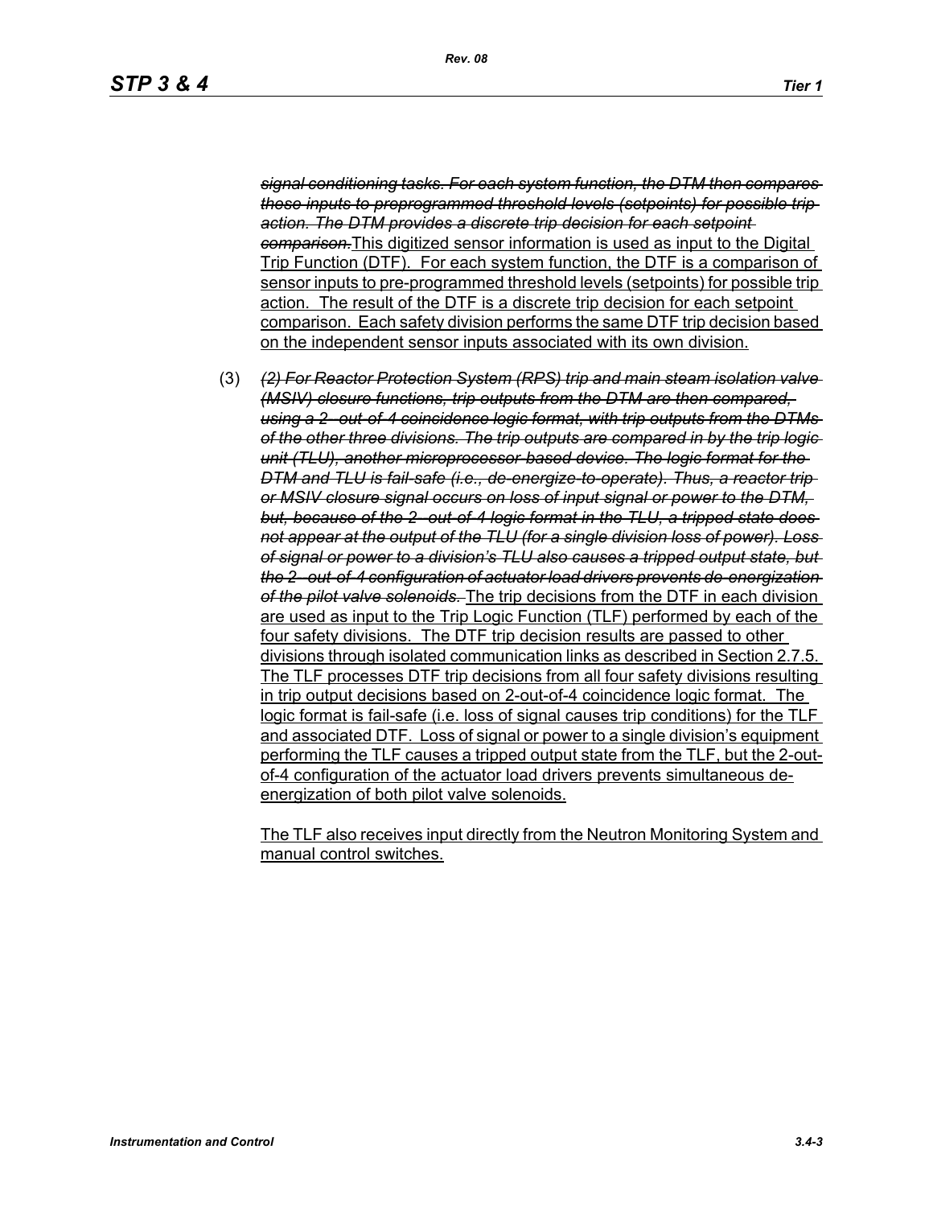~~*signal conditioning tasks. For each system function, the DTM then compares these inputs to preprogrammed threshold levels (setpoints) for possible trip action. The DTM provides a discrete trip decision for each setpoint comparison.*~~This digitized sensor information is used as input to the Digital Trip Function (DTF). For each system function, the DTF is a comparison of sensor inputs to pre-programmed threshold levels (setpoints) for possible trip action. The result of the DTF is a discrete trip decision for each setpoint comparison. Each safety division performs the same DTF trip decision based on the independent sensor inputs associated with its own division.

(3) ~~*(2) For Reactor Protection System (RPS) trip and main steam isolation valve (MSIV) closure functions, trip outputs from the DTM are then compared, using a 2- out-of-4 coincidence logic format, with trip outputs from the DTMs of the other three divisions. The trip outputs are compared in by the trip logic unit (TLU), another microprocessor-based device. The logic format for the DTM and TLU is fail-safe (i.e., de-energize-to-operate). Thus, a reactor trip or MSIV closure signal occurs on loss of input signal or power to the DTM, but, because of the 2- out-of-4 logic format in the TLU, a tripped state does not appear at the output of the TLU (for a single division loss of power). Loss of signal or power to a division's TLU also causes a tripped output state, but the 2- out-of-4 configuration of actuator load drivers prevents de-energization of the pilot valve solenoids.*~~ The trip decisions from the DTF in each division are used as input to the Trip Logic Function (TLF) performed by each of the four safety divisions. The DTF trip decision results are passed to other divisions through isolated communication links as described in Section 2.7.5. The TLF processes DTF trip decisions from all four safety divisions resulting in trip output decisions based on 2-out-of-4 coincidence logic format. The logic format is fail-safe (i.e. loss of signal causes trip conditions) for the TLF and associated DTF. Loss of signal or power to a single division's equipment performing the TLF causes a tripped output state from the TLF, but the 2-out-of-4 configuration of the actuator load drivers prevents simultaneous de-energization of both pilot valve solenoids.

The TLF also receives input directly from the Neutron Monitoring System and manual control switches.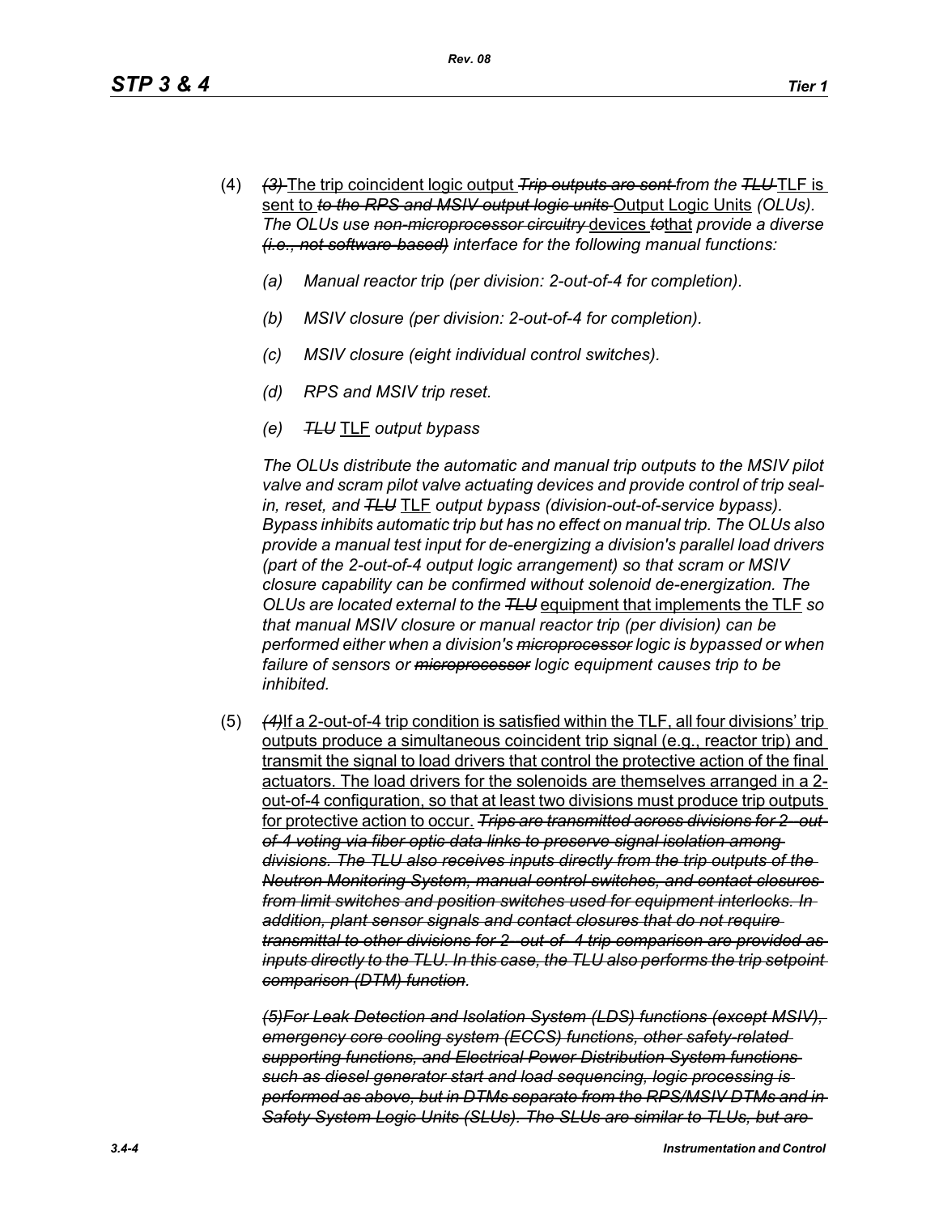(4) ~~*(3)*~~ The trip coincident logic output ~~*Trip outputs are sent*~~ *from the* ~~*TLU*~~ TLF is sent to ~~*to the RPS and MSIV output logic units*~~ Output Logic Units *(OLUs). The OLUs use* ~~*non-microprocessor circuitry*~~ devices ~~*to*~~that *provide a diverse* ~~*(i.e., not software-based)*~~ *interface for the following manual functions:*

   *(a) Manual reactor trip (per division: 2-out-of-4 for completion).*

   *(b) MSIV closure (per division: 2-out-of-4 for completion).*

   *(c) MSIV closure (eight individual control switches).*

   *(d) RPS and MSIV trip reset.*

   *(e)* ~~*TLU*~~ TLF *output bypass*

   *The OLUs distribute the automatic and manual trip outputs to the MSIV pilot valve and scram pilot valve actuating devices and provide control of trip seal-in, reset, and* ~~*TLU*~~ TLF *output bypass (division-out-of-service bypass). Bypass inhibits automatic trip but has no effect on manual trip. The OLUs also provide a manual test input for de-energizing a division's parallel load drivers (part of the 2-out-of-4 output logic arrangement) so that scram or MSIV closure capability can be confirmed without solenoid de-energization. The OLUs are located external to the* ~~*TLU*~~ equipment that implements the TLF *so that manual MSIV closure or manual reactor trip (per division) can be performed either when a division's* ~~*microprocessor*~~ *logic is bypassed or when failure of sensors or* ~~*microprocessor*~~ *logic equipment causes trip to be inhibited.*

(5) ~~*(4)*~~If a 2-out-of-4 trip condition is satisfied within the TLF, all four divisions' trip outputs produce a simultaneous coincident trip signal (e.g., reactor trip) and transmit the signal to load drivers that control the protective action of the final actuators. The load drivers for the solenoids are themselves arranged in a 2-out-of-4 configuration, so that at least two divisions must produce trip outputs for protective action to occur. ~~*Trips are transmitted across divisions for 2-out-of-4 voting via fiber optic data links to preserve signal isolation among divisions. The TLU also receives inputs directly from the trip outputs of the Neutron Monitoring System, manual control switches, and contact closures from limit switches and position switches used for equipment interlocks. In addition, plant sensor signals and contact closures that do not require transmittal to other divisions for 2-out-of-4 trip comparison are provided as inputs directly to the TLU. In this case, the TLU also performs the trip setpoint comparison (DTM) function*~~*.*

   ~~*(5)For Leak Detection and Isolation System (LDS) functions (except MSIV), emergency core cooling system (ECCS) functions, other safety-related supporting functions, and Electrical Power Distribution System functions such as diesel generator start and load sequencing, logic processing is performed as above, but in DTMs separate from the RPS/MSIV DTMs and in Safety System Logic Units (SLUs). The SLUs are similar to TLUs, but are*~~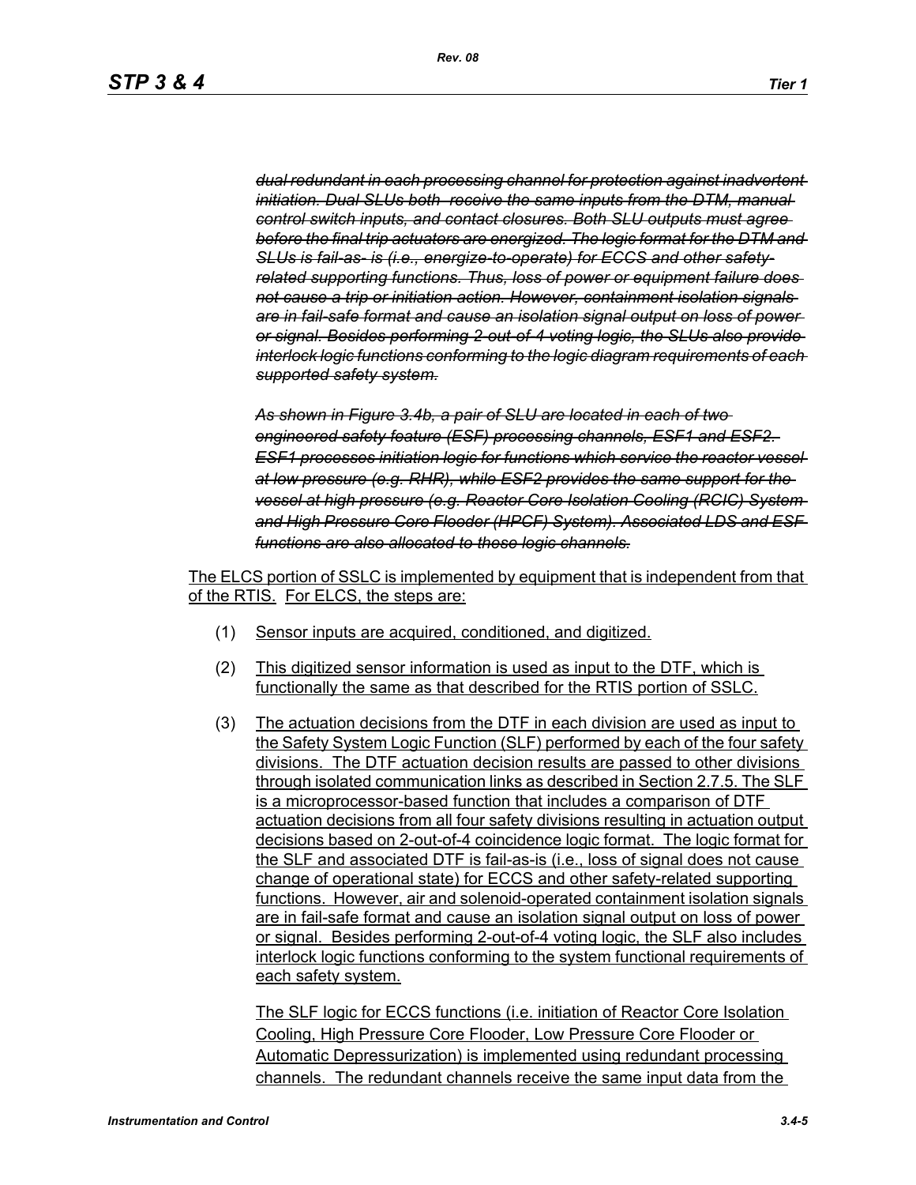~~*dual redundant in each processing channel for protection against inadvertent initiation. Dual SLUs both receive the same inputs from the DTM, manual control switch inputs, and contact closures. Both SLU outputs must agree before the final trip actuators are energized. The logic format for the DTM and SLUs is fail-as- is (i.e., energize-to-operate) for ECCS and other safety-related supporting functions. Thus, loss of power or equipment failure does not cause a trip or initiation action. However, containment isolation signals are in fail-safe format and cause an isolation signal output on loss of power or signal. Besides performing 2-out-of-4 voting logic, the SLUs also provide interlock logic functions conforming to the logic diagram requirements of each supported safety system.*~~

~~*As shown in Figure 3.4b, a pair of SLU are located in each of two engineered safety feature (ESF) processing channels, ESF1 and ESF2. ESF1 processes initiation logic for functions which service the reactor vessel at low pressure (e.g. RHR), while ESF2 provides the same support for the vessel at high pressure (e.g. Reactor Core Isolation Cooling (RCIC) System and High Pressure Core Flooder (HPCF) System). Associated LDS and ESF functions are also allocated to these logic channels.*~~

<u>The ELCS portion of SSLC is implemented by equipment that is independent from that of the RTIS. For ELCS, the steps are:</u>

(1) <u>Sensor inputs are acquired, conditioned, and digitized.</u>

(2) <u>This digitized sensor information is used as input to the DTF, which is functionally the same as that described for the RTIS portion of SSLC.</u>

(3) <u>The actuation decisions from the DTF in each division are used as input to the Safety System Logic Function (SLF) performed by each of the four safety divisions. The DTF actuation decision results are passed to other divisions through isolated communication links as described in Section 2.7.5. The SLF is a microprocessor-based function that includes a comparison of DTF actuation decisions from all four safety divisions resulting in actuation output decisions based on 2-out-of-4 coincidence logic format. The logic format for the SLF and associated DTF is fail-as-is (i.e., loss of signal does not cause change of operational state) for ECCS and other safety-related supporting functions. However, air and solenoid-operated containment isolation signals are in fail-safe format and cause an isolation signal output on loss of power or signal. Besides performing 2-out-of-4 voting logic, the SLF also includes interlock logic functions conforming to the system functional requirements of each safety system.</u>

<u>The SLF logic for ECCS functions (i.e. initiation of Reactor Core Isolation Cooling, High Pressure Core Flooder, Low Pressure Core Flooder or Automatic Depressurization) is implemented using redundant processing channels. The redundant channels receive the same input data from the</u>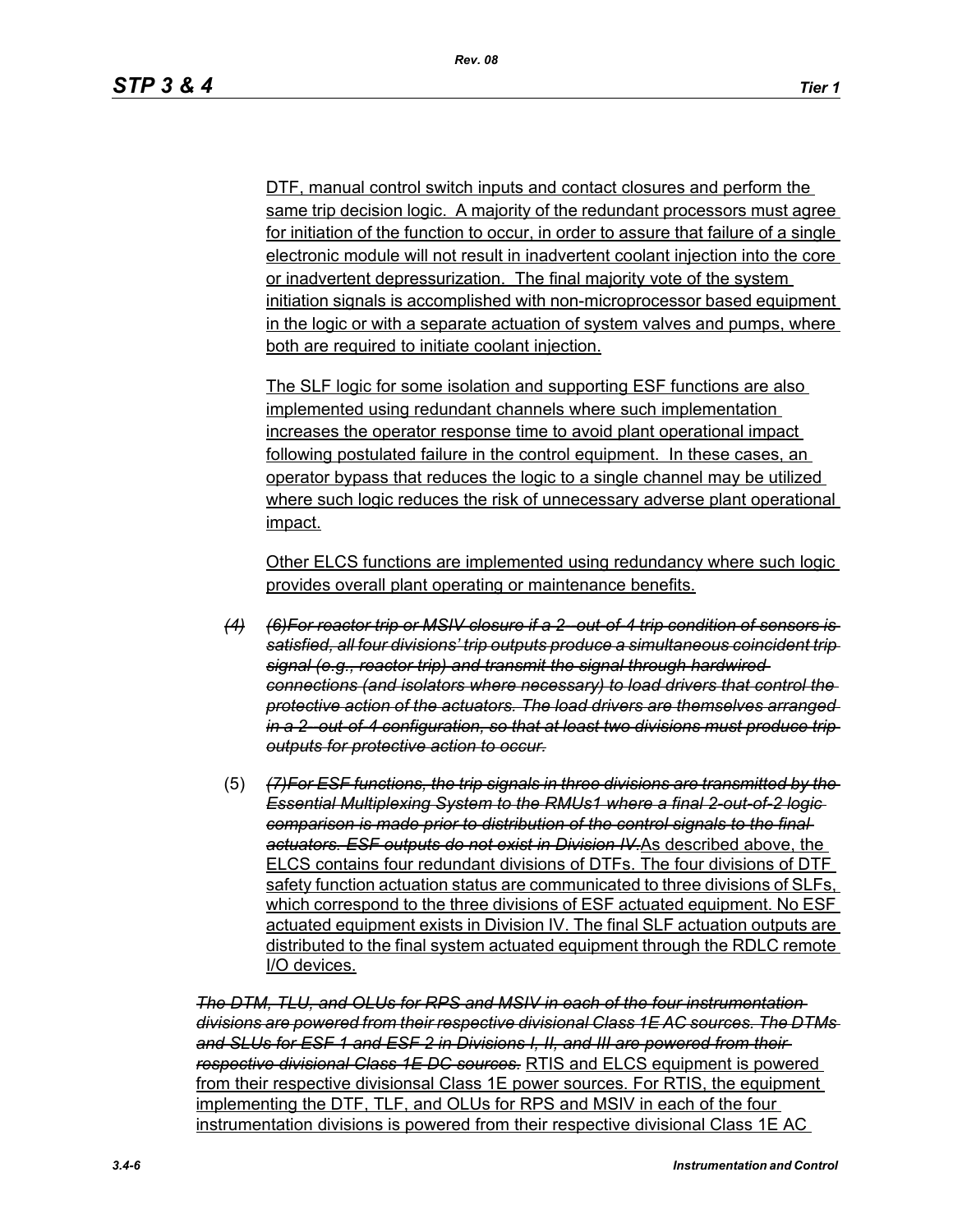DTF, manual control switch inputs and contact closures and perform the same trip decision logic. A majority of the redundant processors must agree for initiation of the function to occur, in order to assure that failure of a single electronic module will not result in inadvertent coolant injection into the core or inadvertent depressurization. The final majority vote of the system initiation signals is accomplished with non-microprocessor based equipment in the logic or with a separate actuation of system valves and pumps, where both are required to initiate coolant injection.

The SLF logic for some isolation and supporting ESF functions are also implemented using redundant channels where such implementation increases the operator response time to avoid plant operational impact following postulated failure in the control equipment. In these cases, an operator bypass that reduces the logic to a single channel may be utilized where such logic reduces the risk of unnecessary adverse plant operational impact.

Other ELCS functions are implemented using redundancy where such logic provides overall plant operating or maintenance benefits.

~~*(4)*~~ ~~*(6)For reactor trip or MSIV closure if a 2-out-of-4 trip condition of sensors is satisfied, all four divisions' trip outputs produce a simultaneous coincident trip signal (e.g., reactor trip) and transmit the signal through hardwired connections (and isolators where necessary) to load drivers that control the protective action of the actuators. The load drivers are themselves arranged in a 2-out-of-4 configuration, so that at least two divisions must produce trip outputs for protective action to occur.*~~

(5) ~~*(7)For ESF functions, the trip signals in three divisions are transmitted by the Essential Multiplexing System to the RMUs1 where a final 2-out-of-2 logic comparison is made prior to distribution of the control signals to the final actuators. ESF outputs do not exist in Division IV.*~~ As described above, the ELCS contains four redundant divisions of DTFs. The four divisions of DTF safety function actuation status are communicated to three divisions of SLFs, which correspond to the three divisions of ESF actuated equipment. No ESF actuated equipment exists in Division IV. The final SLF actuation outputs are distributed to the final system actuated equipment through the RDLC remote I/O devices.

~~*The DTM, TLU, and OLUs for RPS and MSIV in each of the four instrumentation divisions are powered from their respective divisional Class 1E AC sources. The DTMs and SLUs for ESF-1 and ESF-2 in Divisions I, II, and III are powered from their respective divisional Class 1E DC sources.*~~ RTIS and ELCS equipment is powered from their respective divisionsal Class 1E power sources. For RTIS, the equipment implementing the DTF, TLF, and OLUs for RPS and MSIV in each of the four instrumentation divisions is powered from their respective divisional Class 1E AC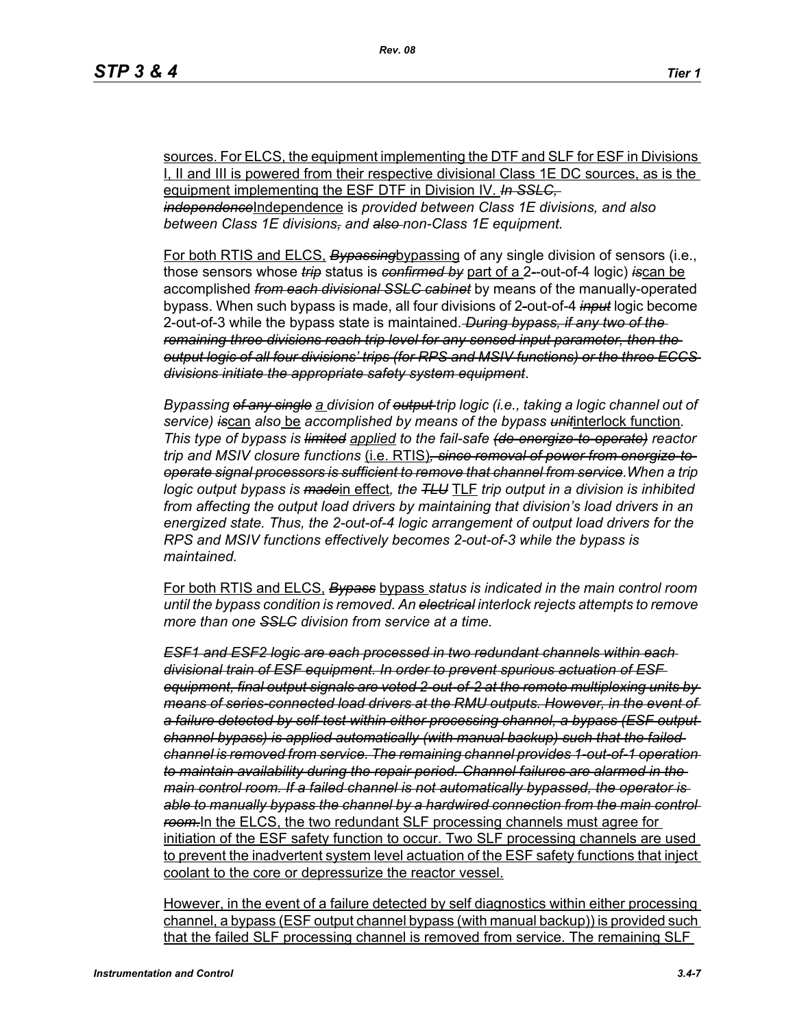sources. For ELCS, the equipment implementing the DTF and SLF for ESF in Divisions I, II and III is powered from their respective divisional Class 1E DC sources, as is the equipment implementing the ESF DTF in Division IV. ~~*In SSLC, independence*~~Independence is *provided between Class 1E divisions, and also between Class 1E divisions*~~*,*~~ *and* ~~*also*~~ *non-Class 1E equipment.*

For both RTIS and ELCS, ~~*Bypassing*~~bypassing of any single division of sensors (i.e., those sensors whose ~~*trip*~~ status is ~~*confirmed by*~~ part of a 2-out-of-4 logic) ~~*is*~~can be accomplished ~~*from each divisional SSLC cabinet*~~ by means of the manually-operated bypass. When such bypass is made, all four divisions of 2-out-of-4 ~~*input*~~ logic become 2-out-of-3 while the bypass state is maintained. ~~*During bypass, if any two of the remaining three divisions reach trip level for any sensed input parameter, then the output logic of all four divisions' trips (for RPS and MSIV functions) or the three ECCS divisions initiate the appropriate safety system equipment*~~.

*Bypassing* ~~*of any single*~~ a *division of* ~~*output*~~ *trip logic (i.e., taking a logic channel out of service)* ~~*is*~~can *also* be *accomplished by means of the bypass* ~~*unit*~~interlock function*. This type of bypass is* ~~*limited*~~ applied *to the fail-safe* ~~*(de-energize-to-operate)*~~ *reactor trip and MSIV closure functions* (i.e. RTIS)~~*, since removal of power from energize-to-operate signal processors is sufficient to remove that channel from service*~~*.When a trip logic output bypass is* ~~*made*~~in effect*, the* ~~*TLU*~~ TLF *trip output in a division is inhibited from affecting the output load drivers by maintaining that division's load drivers in an energized state. Thus, the 2-out-of-4 logic arrangement of output load drivers for the RPS and MSIV functions effectively becomes 2-out-of-3 while the bypass is maintained.*

For both RTIS and ELCS, ~~*Bypass*~~ bypass *status is indicated in the main control room until the bypass condition is removed. An* ~~*electrical*~~ *interlock rejects attempts to remove more than one* ~~*SSLC*~~ *division from service at a time.*

~~*ESF1 and ESF2 logic are each processed in two redundant channels within each divisional train of ESF equipment. In order to prevent spurious actuation of ESF equipment, final output signals are voted 2-out-of-2 at the remote multiplexing units by means of series-connected load drivers at the RMU outputs. However, in the event of a failure detected by self-test within either processing channel, a bypass (ESF output channel bypass) is applied automatically (with manual backup) such that the failed channel is removed from service. The remaining channel provides 1-out-of-1 operation to maintain availability during the repair period. Channel failures are alarmed in the main control room. If a failed channel is not automatically bypassed, the operator is able to manually bypass the channel by a hardwired connection from the main control room.*~~In the ELCS, the two redundant SLF processing channels must agree for initiation of the ESF safety function to occur. Two SLF processing channels are used to prevent the inadvertent system level actuation of the ESF safety functions that inject coolant to the core or depressurize the reactor vessel.

However, in the event of a failure detected by self diagnostics within either processing channel, a bypass (ESF output channel bypass (with manual backup)) is provided such that the failed SLF processing channel is removed from service. The remaining SLF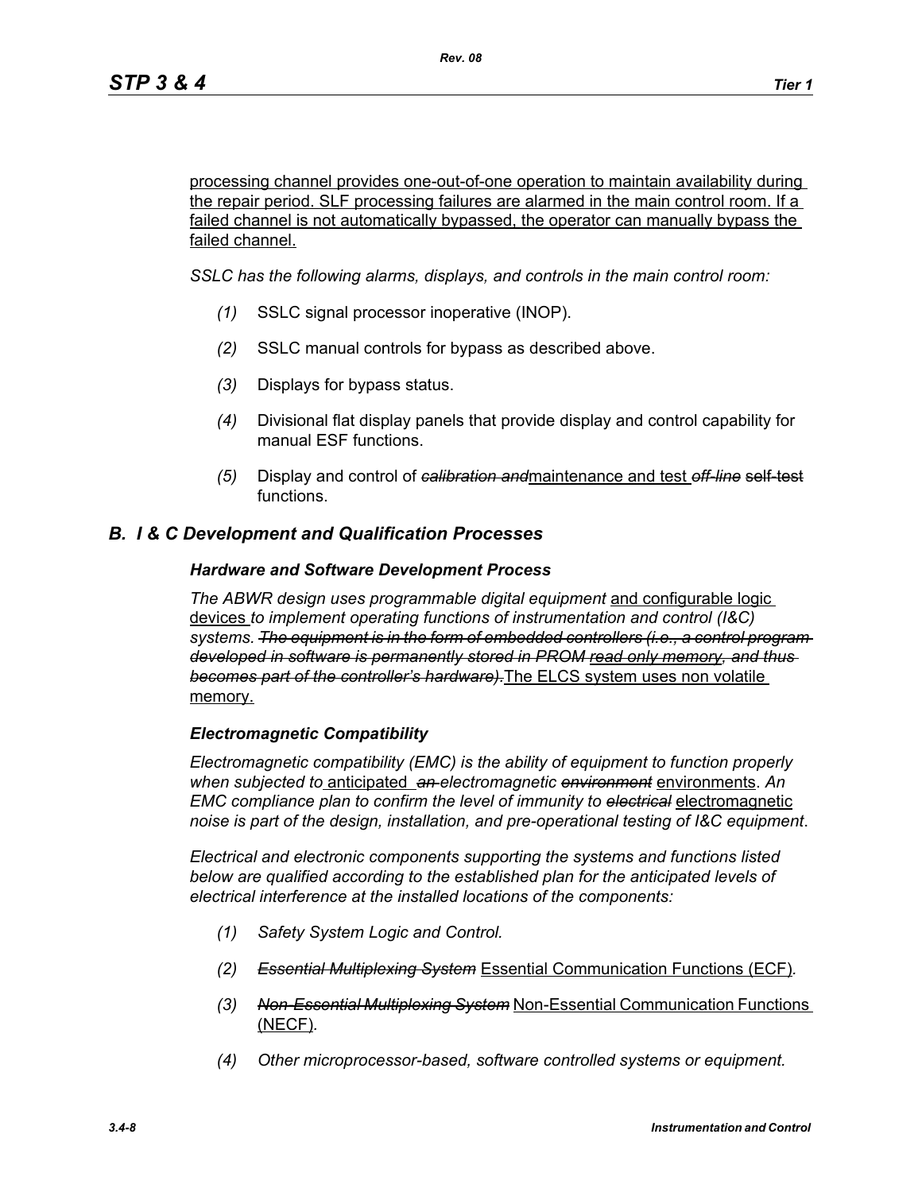processing channel provides one-out-of-one operation to maintain availability during the repair period. SLF processing failures are alarmed in the main control room. If a failed channel is not automatically bypassed, the operator can manually bypass the failed channel.

*SSLC has the following alarms, displays, and controls in the main control room:*

*(1)* SSLC signal processor inoperative (INOP).

*(2)* SSLC manual controls for bypass as described above.

*(3)* Displays for bypass status.

*(4)* Divisional flat display panels that provide display and control capability for manual ESF functions.

*(5)* Display and control of ~~*calibration and*~~maintenance and test ~~*off-line*~~ ~~self-test~~ functions.

## *B. I & C Development and Qualification Processes*

### *Hardware and Software Development Process*

*The ABWR design uses programmable digital equipment* and configurable logic devices *to implement operating functions of instrumentation and control (I&C) systems.* ~~*The equipment is in the form of embedded controllers (i.e., a control program developed in software is permanently stored in PROM*~~ ~~*read only memory*~~~~*, and thus becomes part of the controller's hardware).*~~The ELCS system uses non volatile memory.

### *Electromagnetic Compatibility*

*Electromagnetic compatibility (EMC) is the ability of equipment to function properly when subjected to* anticipated ~~*an*~~ *electromagnetic* ~~*environment*~~ environments*. An EMC compliance plan to confirm the level of immunity to* ~~*electrical*~~ electromagnetic *noise is part of the design, installation, and pre-operational testing of I&C equipment*.

*Electrical and electronic components supporting the systems and functions listed below are qualified according to the established plan for the anticipated levels of electrical interference at the installed locations of the components:*

*(1) Safety System Logic and Control.*

*(2)* ~~*Essential Multiplexing System*~~ Essential Communication Functions (ECF)*.*

*(3)* ~~*Non-Essential Multiplexing System*~~ Non-Essential Communication Functions (NECF)*.*

*(4) Other microprocessor-based, software controlled systems or equipment.*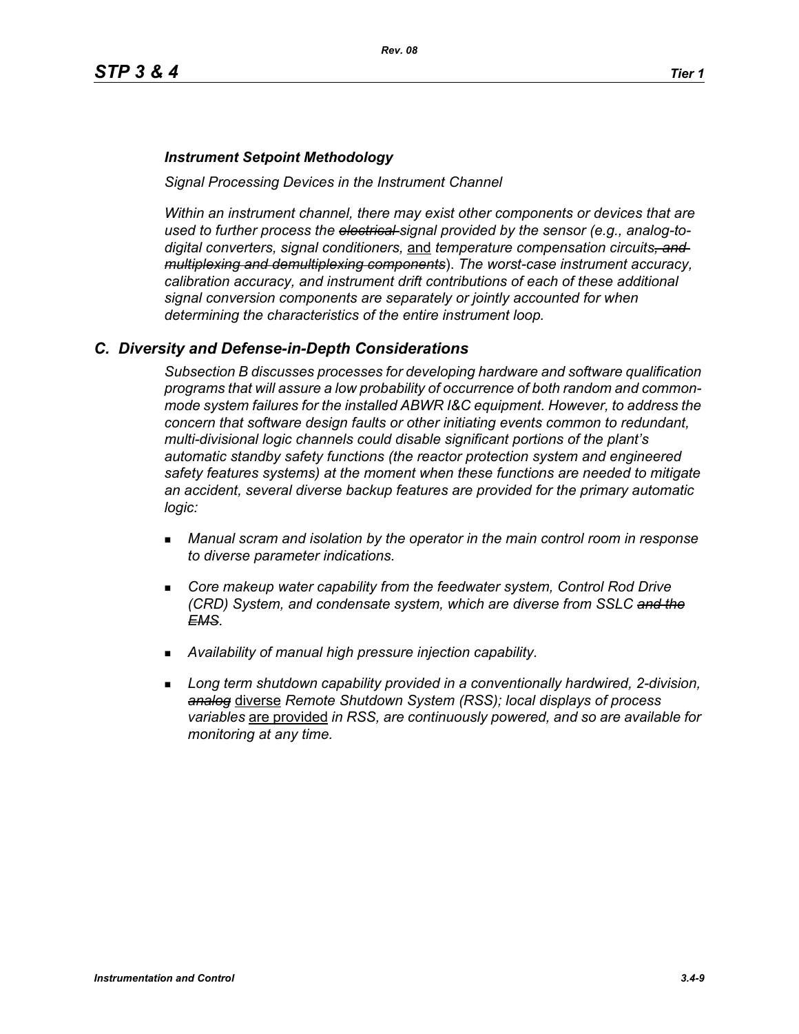*Instrument Setpoint Methodology*

*Signal Processing Devices in the Instrument Channel*

*Within an instrument channel, there may exist other components or devices that are used to further process the ~~electrical~~ signal provided by the sensor (e.g., analog-to-digital converters, signal conditioners,* and *temperature compensation circuits~~, and multiplexing and demultiplexing components~~). The worst-case instrument accuracy, calibration accuracy, and instrument drift contributions of each of these additional signal conversion components are separately or jointly accounted for when determining the characteristics of the entire instrument loop.*

## *C. Diversity and Defense-in-Depth Considerations*

*Subsection B discusses processes for developing hardware and software qualification programs that will assure a low probability of occurrence of both random and common-mode system failures for the installed ABWR I&C equipment. However, to address the concern that software design faults or other initiating events common to redundant, multi-divisional logic channels could disable significant portions of the plant's automatic standby safety functions (the reactor protection system and engineered safety features systems) at the moment when these functions are needed to mitigate an accident, several diverse backup features are provided for the primary automatic logic:*

- *Manual scram and isolation by the operator in the main control room in response to diverse parameter indications.*
- *Core makeup water capability from the feedwater system, Control Rod Drive (CRD) System, and condensate system, which are diverse from SSLC ~~and the EMS~~.*
- *Availability of manual high pressure injection capability.*
- *Long term shutdown capability provided in a conventionally hardwired, 2-division, ~~analog~~* diverse *Remote Shutdown System (RSS); local displays of process variables* are provided *in RSS, are continuously powered, and so are available for monitoring at any time.*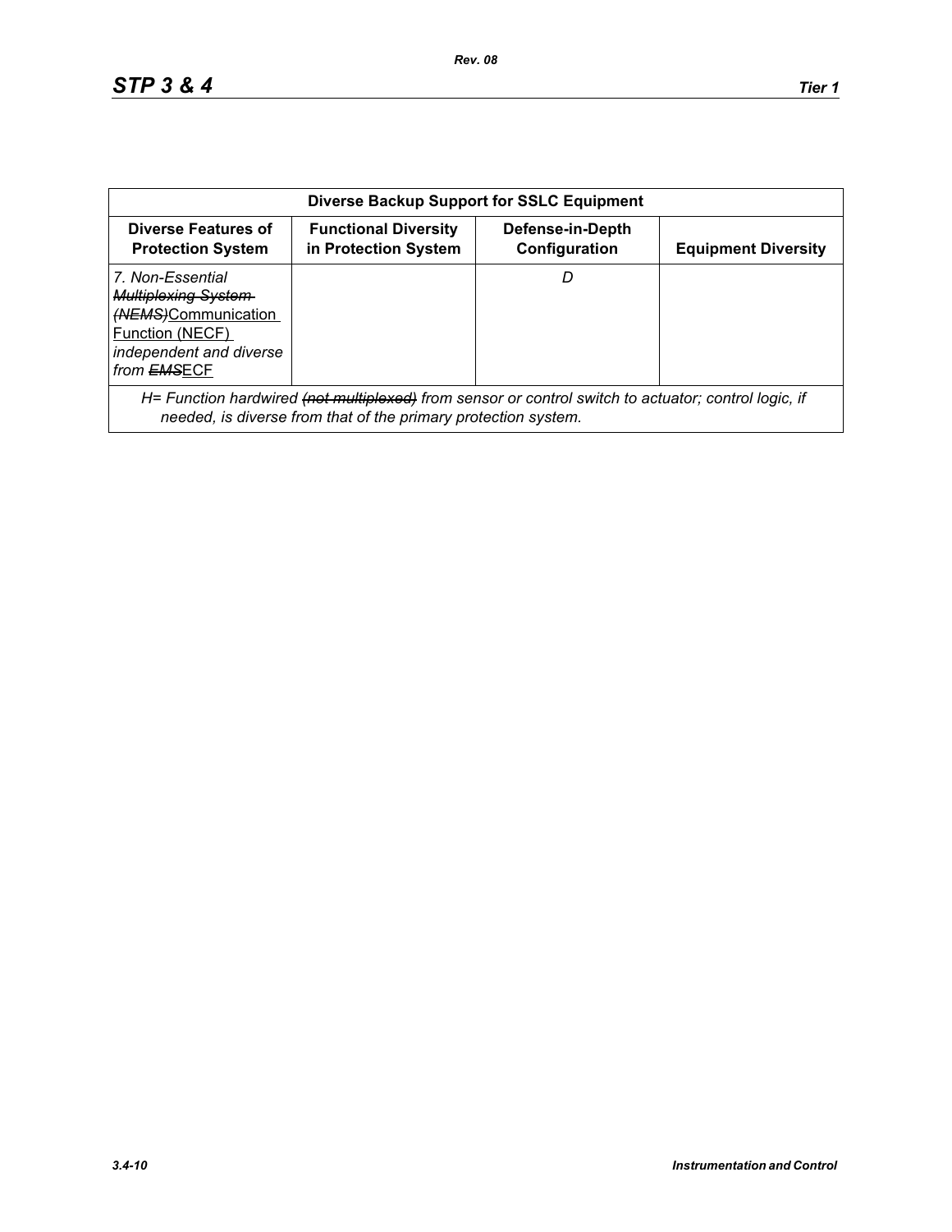| Diverse Backup Support for SSLC Equipment | | | |
|---|---|---|---|
| **Diverse Features of Protection System** | **Functional Diversity in Protection System** | **Defense-in-Depth Configuration** | **Equipment Diversity** |
| *7. Non-Essential ~~Multiplexing System (NEMS)~~*<u>Communication Function (NECF)</u> *independent and diverse from ~~EMS~~*<u>ECF</u> | | *D* | |
| *H= Function hardwired ~~(not multiplexed)~~ from sensor or control switch to actuator; control logic, if needed, is diverse from that of the primary protection system.* | | | |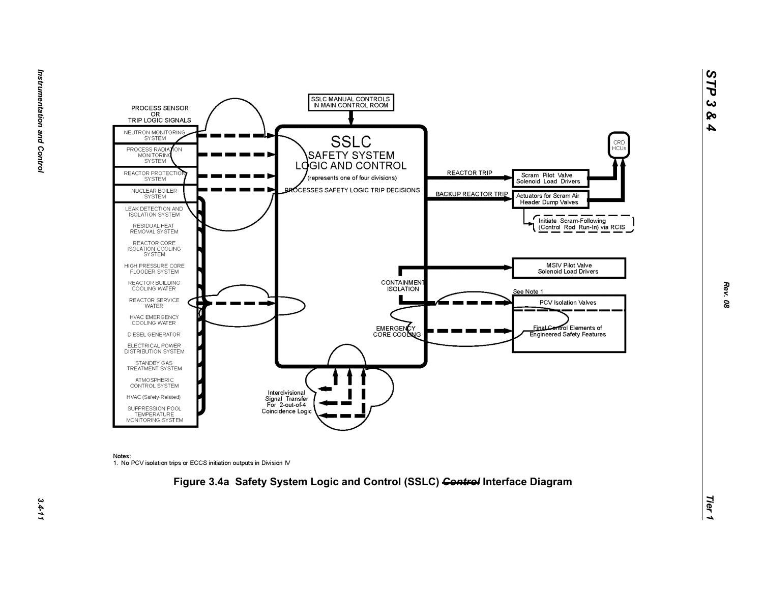PROCESS SENSOR OR TRIP LOGIC SIGNALS

- NEUTRON MONITORING SYSTEM
- PROCESS RADIATION MONITORING SYSTEM
- REACTOR PROTECTION SYSTEM
- NUCLEAR BOILER SYSTEM
- LEAK DETECTION AND ISOLATION SYSTEM
- RESIDUAL HEAT REMOVAL SYSTEM
- REACTOR CORE ISOLATION COOLING SYSTEM
- HIGH PRESSURE CORE FLOODER SYSTEM
- REACTOR BUILDING COOLING WATER
- REACTOR SERVICE WATER
- HVAC EMERGENCY COOLING WATER
- DIESEL GENERATOR
- ELECTRICAL POWER DISTRIBUTION SYSTEM
- STANDBY GAS TREATMENT SYSTEM
- ATMOSPHERIC CONTROL SYSTEM
- HVAC (Safety-Related)
- SUPPRESSION POOL TEMPERATURE MONITORING SYSTEM

SSLC MANUAL CONTROLS IN MAIN CONTROL ROOM

SSLC
SAFETY SYSTEM LOGIC AND CONTROL
(represents one of four divisions)
PROCESSES SAFETY LOGIC TRIP DECISIONS

REACTOR TRIP → Scram Pilot Valve Solenoid Load Drivers → CRD HCUs

BACKUP REACTOR TRIP → Actuators for Scram Air Header Dump Valves → CRD HCUs

Initiate Scram-Following (Control Rod Run-In) via RCIS

CONTAINMENT ISOLATION → MSIV Pilot Valve Solenoid Load Drivers

See Note 1

PCV Isolation Valves

EMERGENCY CORE COOLING → Final Control Elements of Engineered Safety Features

Interdivisional Signal Transfer For 2-out-of-4 Coincidence Logic

Notes:
1. No PCV isolation trips or ECCS initiation outputs in Division IV

**Figure 3.4a Safety System Logic and Control (SSLC) ~~Control~~ Interface Diagram**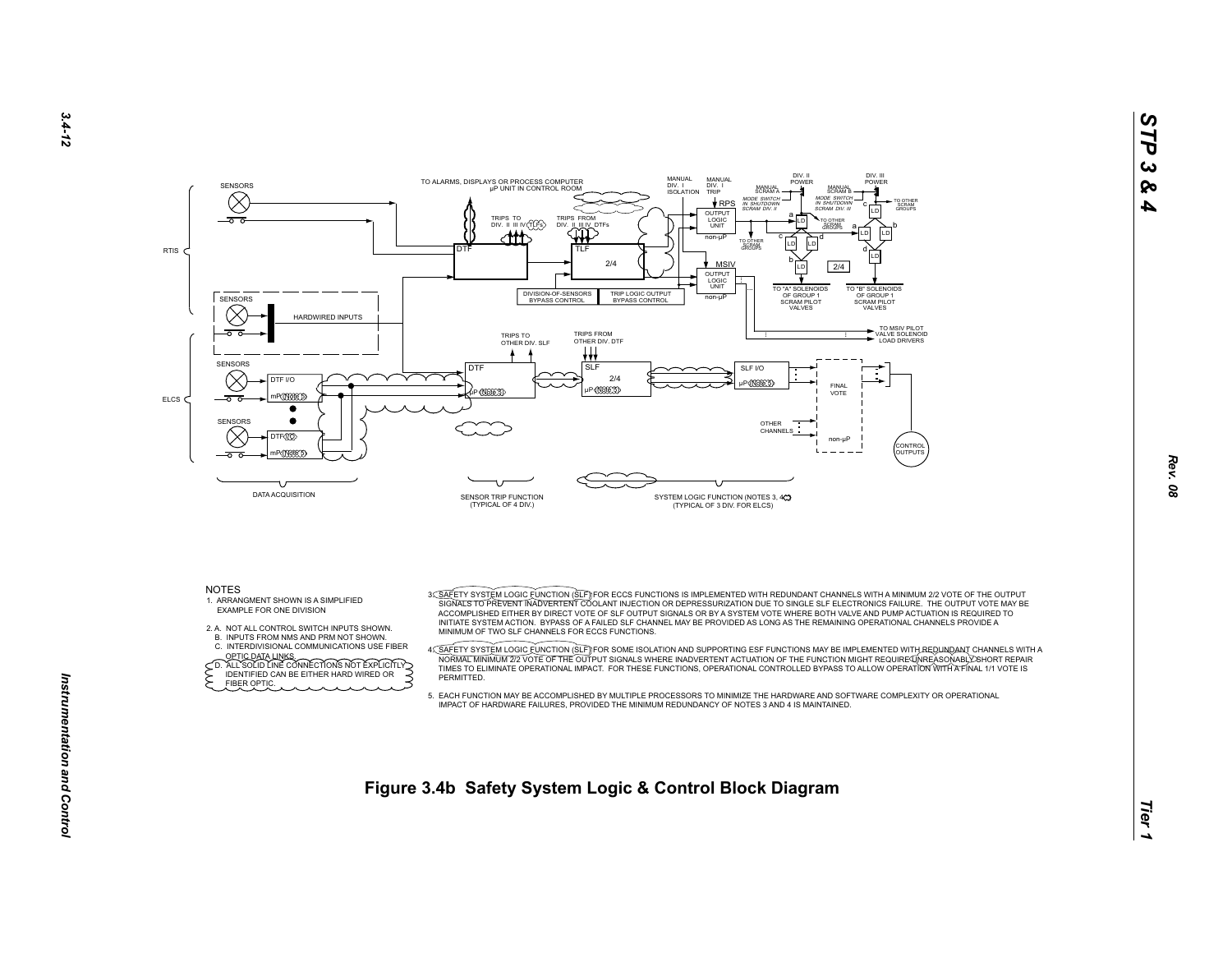NOTES

1. ARRANGMENT SHOWN IS A SIMPLIFIED EXAMPLE FOR ONE DIVISION
2. A. NOT ALL CONTROL SWITCH INPUTS SHOWN.
   B. INPUTS FROM NMS AND PRM NOT SHOWN.
   C. INTERDIVISIONAL COMMUNICATIONS USE FIBER OPTIC DATA LINKS.
   D. ALL SOLID LINE CONNECTIONS NOT EXPLICITLY IDENTIFIED CAN BE EITHER HARD WIRED OR FIBER OPTIC.
3. SAFETY SYSTEM LOGIC FUNCTION (SLF) FOR ECCS FUNCTIONS IS IMPLEMENTED WITH REDUNDANT CHANNELS WITH A MINIMUM 2/2 VOTE OF THE OUTPUT SIGNALS TO PREVENT INADVERTENT COOLANT INJECTION OR DEPRESSURIZATION DUE TO SINGLE SLF ELECTRONICS FAILURE. THE OUTPUT VOTE MAY BE ACCOMPLISHED EITHER BY DIRECT VOTE OF SLF OUTPUT SIGNALS OR BY A SYSTEM VOTE WHERE BOTH VALVE AND PUMP ACTUATION IS REQUIRED TO INITIATE SYSTEM ACTION. BYPASS OF A FAILED SLF CHANNEL MAY BE PROVIDED AS LONG AS THE REMAINING OPERATIONAL CHANNELS PROVIDE A MINIMUM OF TWO SLF CHANNELS FOR ECCS FUNCTIONS.
4. SAFETY SYSTEM LOGIC FUNCTION (SLF) FOR SOME ISOLATION AND SUPPORTING ESF FUNCTIONS MAY BE IMPLEMENTED WITH REDUNDANT CHANNELS WITH A NORMAL MINIMUM 2/2 VOTE OF THE OUTPUT SIGNALS WHERE INADVERTENT ACTUATION OF THE FUNCTION MIGHT REQUIRE UNREASONABLY SHORT REPAIR TIMES TO ELIMINATE OPERATIONAL IMPACT. FOR THESE FUNCTIONS, OPERATIONAL CONTROLLED BYPASS TO ALLOW OPERATION WITH A FINAL 1/1 VOTE IS PERMITTED.
5. EACH FUNCTION MAY BE ACCOMPLISHED BY MULTIPLE PROCESSORS TO MINIMIZE THE HARDWARE AND SOFTWARE COMPLEXITY OR OPERATIONAL IMPACT OF HARDWARE FAILURES, PROVIDED THE MINIMUM REDUNDANCY OF NOTES 3 AND 4 IS MAINTAINED.

**Figure 3.4b Safety System Logic & Control Block Diagram**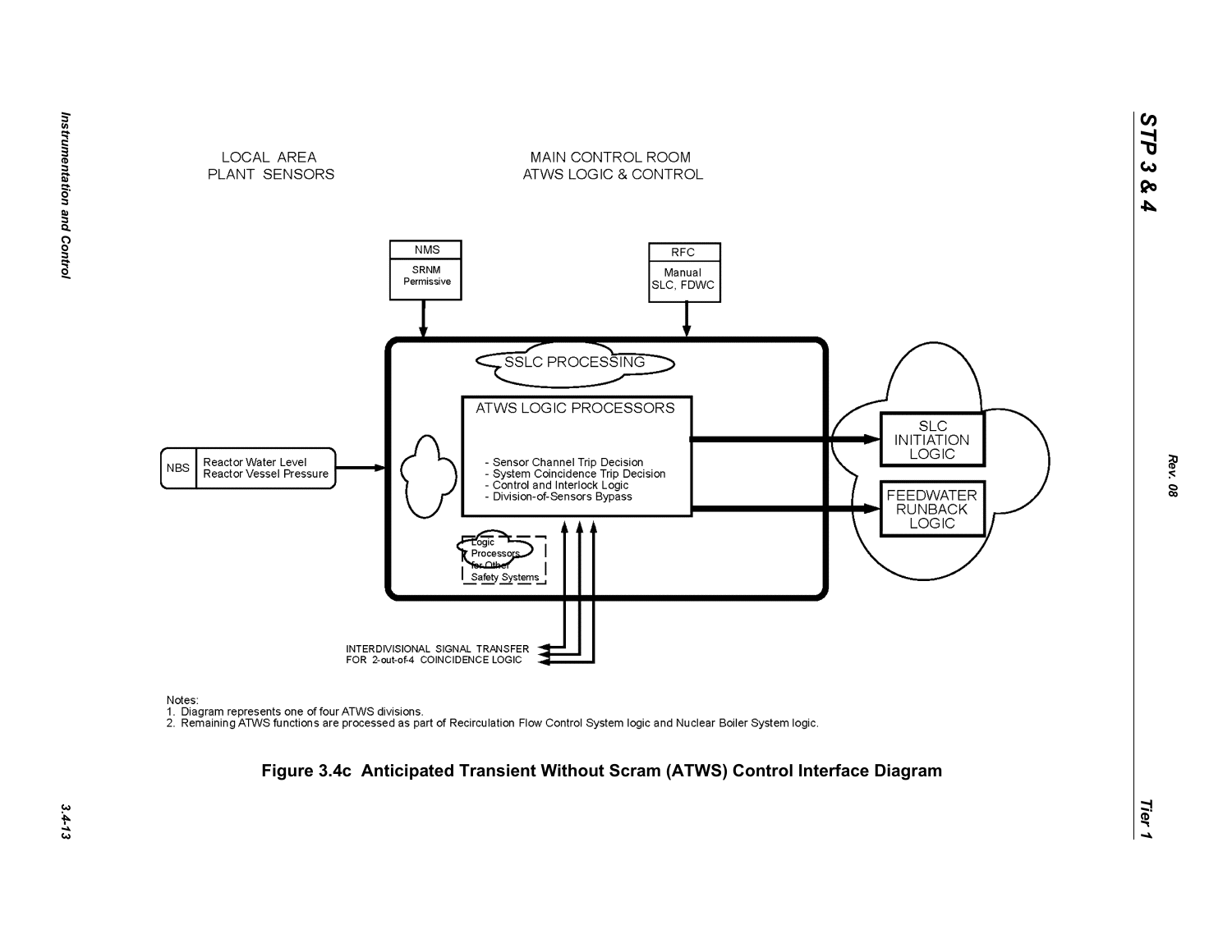LOCAL AREA PLANT SENSORS

MAIN CONTROL ROOM ATWS LOGIC & CONTROL

NMS

SRNM Permissive

RFC

Manual SLC, FDWC

SSLC PROCESSING

ATWS LOGIC PROCESSORS

- Sensor Channel Trip Decision
- System Coincidence Trip Decision
- Control and Interlock Logic
- Division-of-Sensors Bypass

NBS | Reactor Water Level Reactor Vessel Pressure

Logic Processors for Other Safety Systems

SLC INITIATION LOGIC

FEEDWATER RUNBACK LOGIC

INTERDIVISIONAL SIGNAL TRANSFER FOR 2-out-of-4 COINCIDENCE LOGIC

Notes:
1. Diagram represents one of four ATWS divisions.
2. Remaining ATWS functions are processed as part of Recirculation Flow Control System logic and Nuclear Boiler System logic.

**Figure 3.4c Anticipated Transient Without Scram (ATWS) Control Interface Diagram**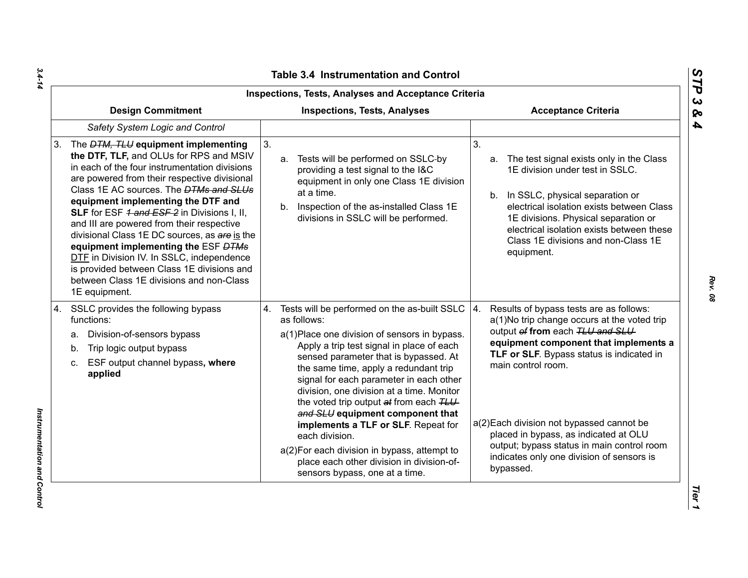## Table 3.4 Instrumentation and Control

| Inspections, Tests, Analyses and Acceptance Criteria | | |
|---|---|---|
| **Design Commitment** | **Inspections, Tests, Analyses** | **Acceptance Criteria** |
| *Safety System Logic and Control* | | |
| 3. The ~~*DTM, TLU*~~ **equipment implementing the DTF, TLF,** and OLUs for RPS and MSIV in each of the four instrumentation divisions are powered from their respective divisional Class 1E AC sources. The ~~*DTMs and SLUs*~~ **equipment implementing the DTF and SLF** for ESF ~~*1 and ESF 2*~~ in Divisions I, II, and III are powered from their respective divisional Class 1E DC sources, as ~~*are*~~ <u>is</u> the **equipment implementing the** ESF ~~*DTMs*~~ <u>DTF</u> in Division IV. In SSLC, independence is provided between Class 1E divisions and between Class 1E divisions and non-Class 1E equipment. | 3. a. Tests will be performed on SSLC by providing a test signal to the I&C equipment in only one Class 1E division at a time. b. Inspection of the as-installed Class 1E divisions in SSLC will be performed. | 3. a. The test signal exists only in the Class 1E division under test in SSLC. b. In SSLC, physical separation or electrical isolation exists between Class 1E divisions. Physical separation or electrical isolation exists between these Class 1E divisions and non-Class 1E equipment. |
| 4. SSLC provides the following bypass functions: a. Division-of-sensors bypass b. Trip logic output bypass c. ESF output channel bypass**, where applied** | 4. Tests will be performed on the as-built SSLC as follows: a(1) Place one division of sensors in bypass. Apply a trip test signal in place of each sensed parameter that is bypassed. At the same time, apply a redundant trip signal for each parameter in each other division, one division at a time. Monitor the voted trip output ~~*at*~~ from each ~~*TLU and SLU*~~ **equipment component that implements a TLF or SLF**. Repeat for each division. a(2) For each division in bypass, attempt to place each other division in division-of-sensors bypass, one at a time. | 4. Results of bypass tests are as follows: a(1) No trip change occurs at the voted trip output ~~*of*~~ **from** each ~~*TLU and SLU*~~ **equipment component that implements a TLF or SLF**. Bypass status is indicated in main control room. a(2) Each division not bypassed cannot be placed in bypass, as indicated at OLU output; bypass status in main control room indicates only one division of sensors is bypassed. |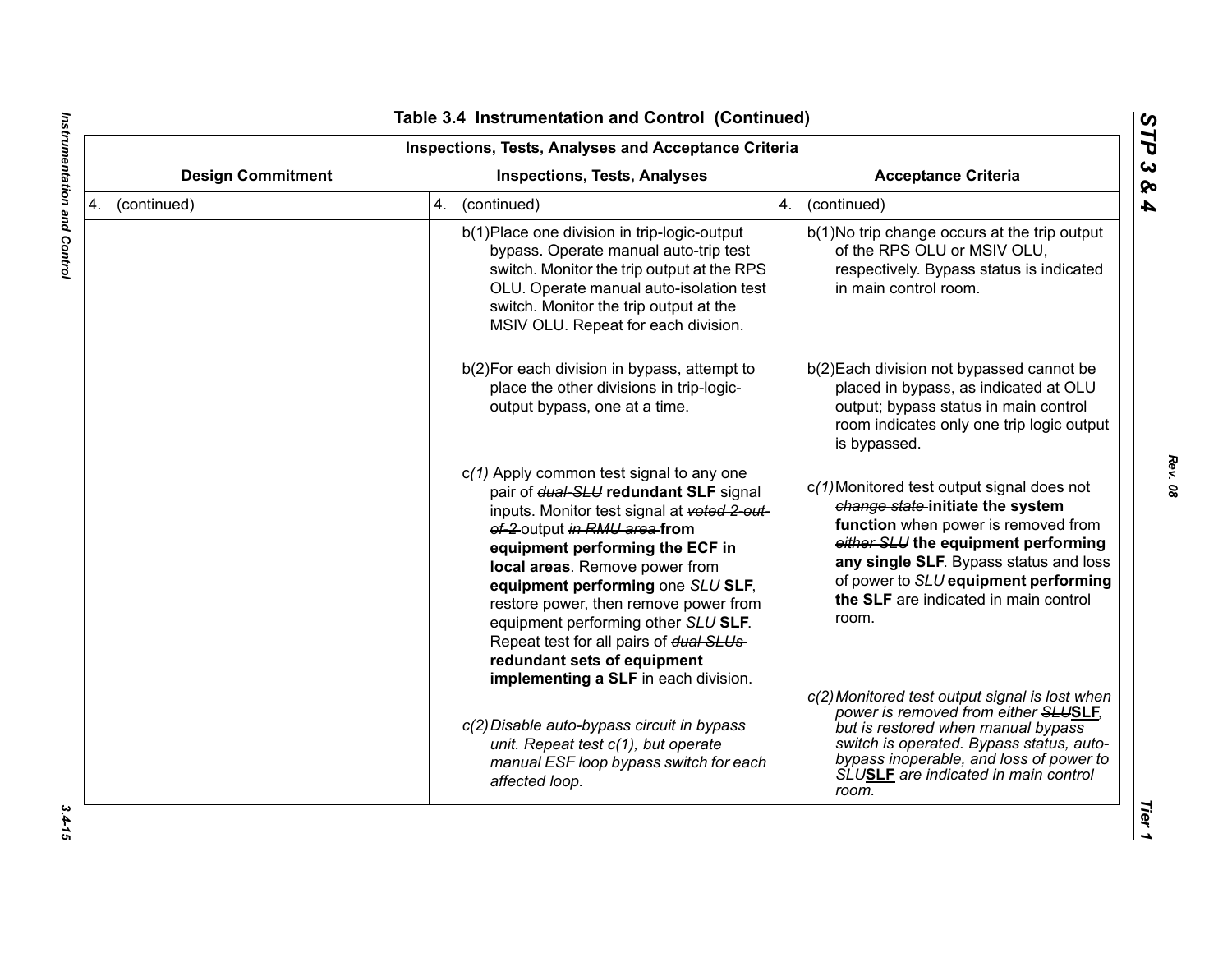## Table 3.4 Instrumentation and Control (Continued)

| Inspections, Tests, Analyses and Acceptance Criteria | | |
|---|---|---|
| **Design Commitment** | **Inspections, Tests, Analyses** | **Acceptance Criteria** |
| 4. (continued) | 4. (continued) | 4. (continued) |
| | b(1) Place one division in trip-logic-output bypass. Operate manual auto-trip test switch. Monitor the trip output at the RPS OLU. Operate manual auto-isolation test switch. Monitor the trip output at the MSIV OLU. Repeat for each division. | b(1) No trip change occurs at the trip output of the RPS OLU or MSIV OLU, respectively. Bypass status is indicated in main control room. |
| | b(2) For each division in bypass, attempt to place the other divisions in trip-logic-output bypass, one at a time. | b(2) Each division not bypassed cannot be placed in bypass, as indicated at OLU output; bypass status in main control room indicates only one trip logic output is bypassed. |
| | c*(1)* Apply common test signal to any one pair of ~~*dual SLU*~~ **redundant SLF** signal inputs. Monitor test signal at ~~*voted 2-out-of-2*~~ output ~~*in RMU area*~~ **from equipment performing the ECF in local areas**. Remove power from **equipment performing** one ~~*SLU*~~ **SLF**, restore power, then remove power from equipment performing other ~~*SLU*~~ **SLF**. Repeat test for all pairs of ~~*dual SLUs*~~ **redundant sets of equipment implementing a SLF** in each division. | c*(1)* Monitored test output signal does not ~~*change state*~~ **initiate the system function** when power is removed from ~~*either SLU*~~ **the equipment performing any single SLF**. Bypass status and loss of power to ~~*SLU*~~ **equipment performing the SLF** are indicated in main control room. |
| | *c(2) Disable auto-bypass circuit in bypass unit. Repeat test c(1), but operate manual ESF loop bypass switch for each affected loop.* | *c(2) Monitored test output signal is lost when power is removed from either ~~SLU~~**SLF**, but is restored when manual bypass switch is operated. Bypass status, auto-bypass inoperable, and loss of power to ~~SLU~~**SLF** are indicated in main control room.* |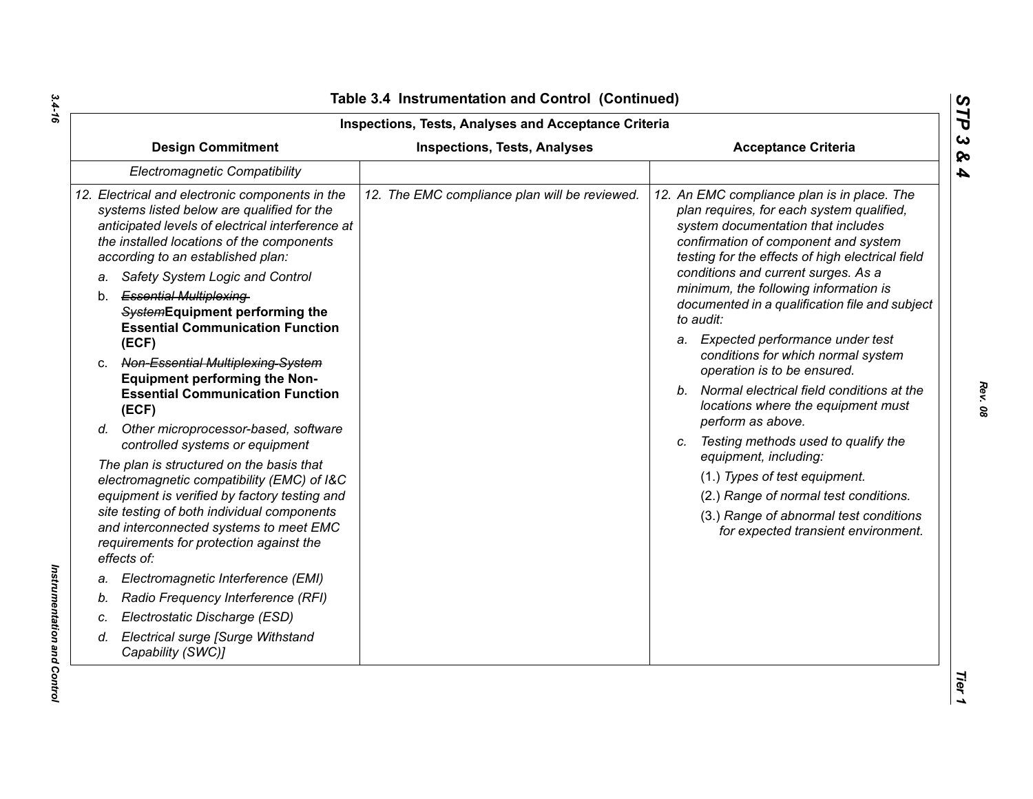## Table 3.4 Instrumentation and Control (Continued)

| Inspections, Tests, Analyses and Acceptance Criteria | | |
|---|---|---|
| **Design Commitment** | **Inspections, Tests, Analyses** | **Acceptance Criteria** |
| *Electromagnetic Compatibility* | | |
| *12. Electrical and electronic components in the systems listed below are qualified for the anticipated levels of electrical interference at the installed locations of the components according to an established plan:*<br>*a. Safety System Logic and Control*<br>b. ~~*Essential Multiplexing System*~~**Equipment performing the Essential Communication Function (ECF)**<br>c. ~~*Non-Essential Multiplexing System*~~ **Equipment performing the Non-Essential Communication Function (ECF)**<br>*d. Other microprocessor-based, software controlled systems or equipment*<br>*The plan is structured on the basis that electromagnetic compatibility (EMC) of I&C equipment is verified by factory testing and site testing of both individual components and interconnected systems to meet EMC requirements for protection against the effects of:*<br>*a. Electromagnetic Interference (EMI)*<br>*b. Radio Frequency Interference (RFI)*<br>*c. Electrostatic Discharge (ESD)*<br>*d. Electrical surge [Surge Withstand Capability (SWC)]* | *12. The EMC compliance plan will be reviewed.* | *12. An EMC compliance plan is in place. The plan requires, for each system qualified, system documentation that includes confirmation of component and system testing for the effects of high electrical field conditions and current surges. As a minimum, the following information is documented in a qualification file and subject to audit:*<br>*a. Expected performance under test conditions for which normal system operation is to be ensured.*<br>*b. Normal electrical field conditions at the locations where the equipment must perform as above.*<br>*c. Testing methods used to qualify the equipment, including:*<br>*(1.) Types of test equipment.*<br>*(2.) Range of normal test conditions.*<br>*(3.) Range of abnormal test conditions for expected transient environment.* |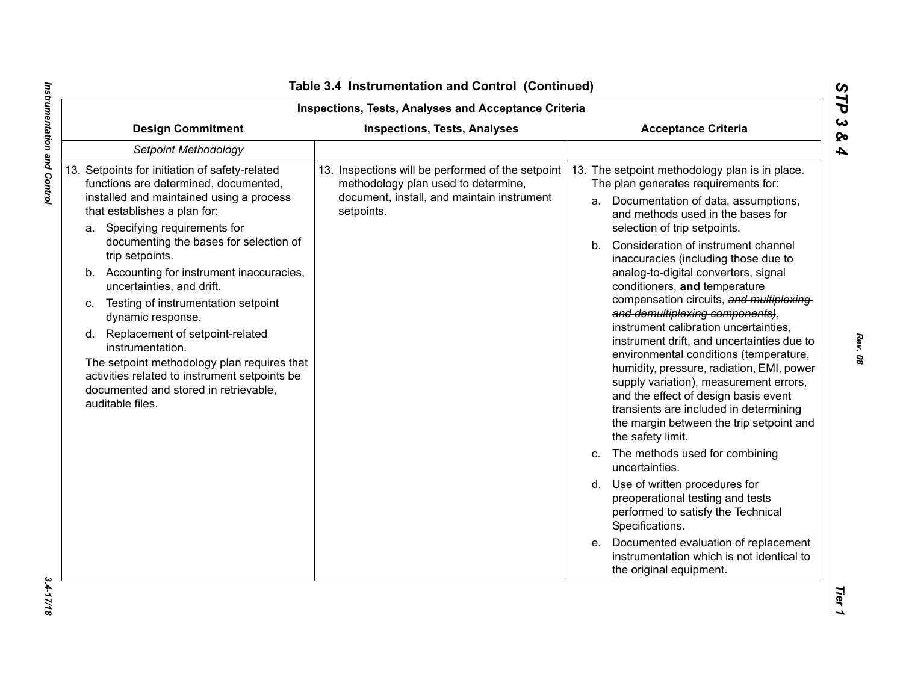## Table 3.4 Instrumentation and Control (Continued)

| Inspections, Tests, Analyses and Acceptance Criteria | | |
|---|---|---|
| **Design Commitment** | **Inspections, Tests, Analyses** | **Acceptance Criteria** |
| *Setpoint Methodology* | | |
| 13. Setpoints for initiation of safety-related functions are determined, documented, installed and maintained using a process that establishes a plan for:<br>a. Specifying requirements for documenting the bases for selection of trip setpoints.<br>b. Accounting for instrument inaccuracies, uncertainties, and drift.<br>c. Testing of instrumentation setpoint dynamic response.<br>d. Replacement of setpoint-related instrumentation.<br>The setpoint methodology plan requires that activities related to instrument setpoints be documented and stored in retrievable, auditable files. | 13. Inspections will be performed of the setpoint methodology plan used to determine, document, install, and maintain instrument setpoints. | 13. The setpoint methodology plan is in place. The plan generates requirements for:<br>a. Documentation of data, assumptions, and methods used in the bases for selection of trip setpoints.<br>b. Consideration of instrument channel inaccuracies (including those due to analog-to-digital converters, signal conditioners, **and** temperature compensation circuits, ~~and multiplexing and demultiplexing components)~~, instrument calibration uncertainties, instrument drift, and uncertainties due to environmental conditions (temperature, humidity, pressure, radiation, EMI, power supply variation), measurement errors, and the effect of design basis event transients are included in determining the margin between the trip setpoint and the safety limit.<br>c. The methods used for combining uncertainties.<br>d. Use of written procedures for preoperational testing and tests performed to satisfy the Technical Specifications.<br>e. Documented evaluation of replacement instrumentation which is not identical to the original equipment. |